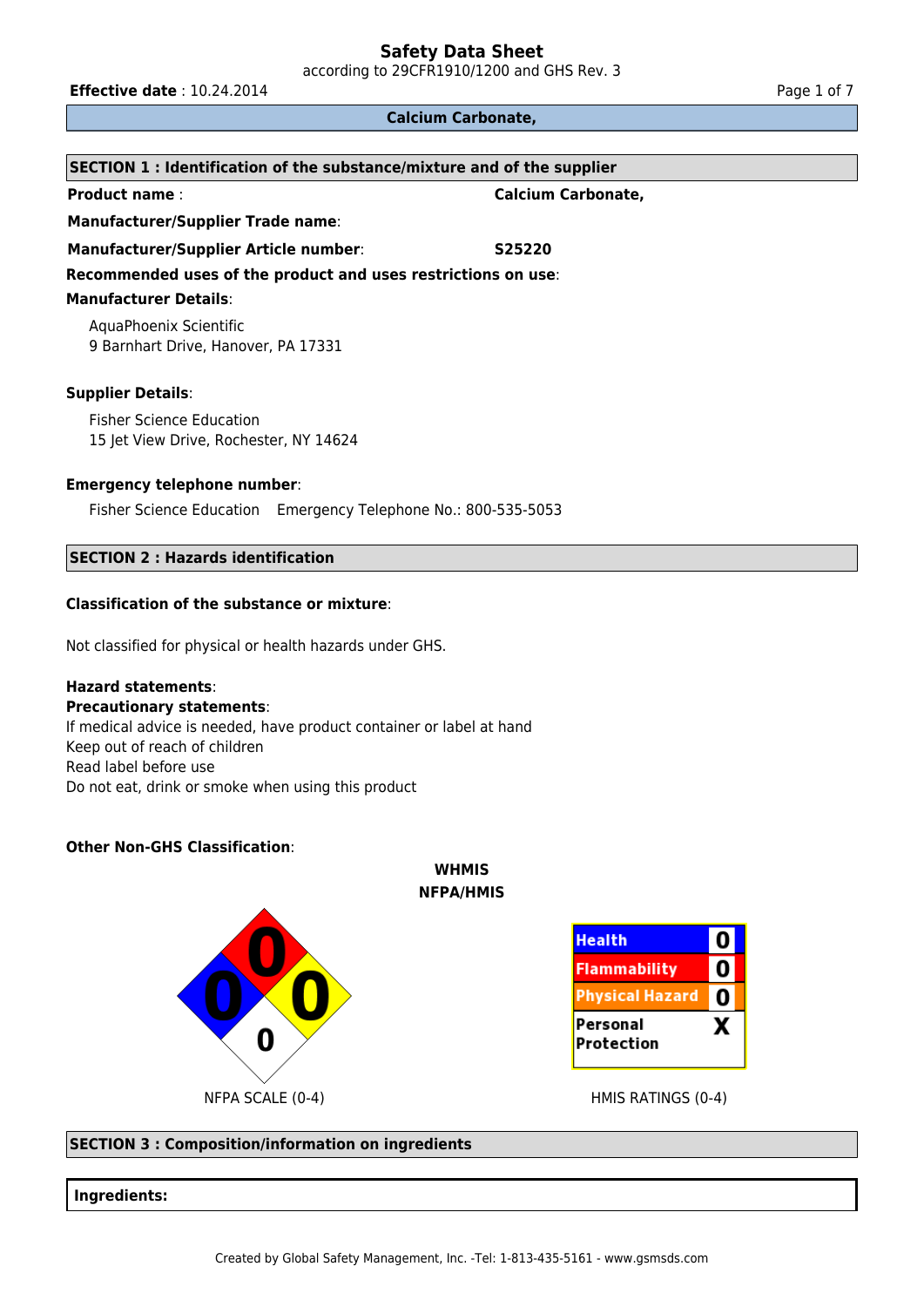# Safety Data Sheet

according to 29CFR1910/1200 and GHS Rev. 3

**Effective date** : 10.24.2014

**Calcium Carbonate,**

## SECTION 1 : Identification of the substance/mixture and of the supplier

**Product name** : **Calcium Carbonate,**

**Manufacturer/Supplier Trade name**:

**Manufacturer/Supplier Article number**: **S25220**

**Recommended uses of the product and uses restrictions on use**:

**Manufacturer Details**:

AquaPhoenix Scientific
9 Barnhart Drive, Hanover, PA 17331

**Supplier Details**:

Fisher Science Education
15 Jet View Drive, Rochester, NY 14624

**Emergency telephone number**:

Fisher Science Education Emergency Telephone No.: 800-535-5053

## SECTION 2 : Hazards identification

**Classification of the substance or mixture**:

Not classified for physical or health hazards under GHS.

**Hazard statements**:

**Precautionary statements**:

If medical advice is needed, have product container or label at hand
Keep out of reach of children
Read label before use
Do not eat, drink or smoke when using this product

**Other Non-GHS Classification**:

**WHMIS**

**NFPA/HMIS**

NFPA: Health 0, Flammability 0, Reactivity 0, Special 0

NFPA SCALE (0-4)

| HMIS | Rating |
|---|---|
| Health | 0 |
| Flammability | 0 |
| Physical Hazard | 0 |
| Personal Protection | X |

HMIS RATINGS (0-4)

## SECTION 3 : Composition/information on ingredients

**Ingredients:**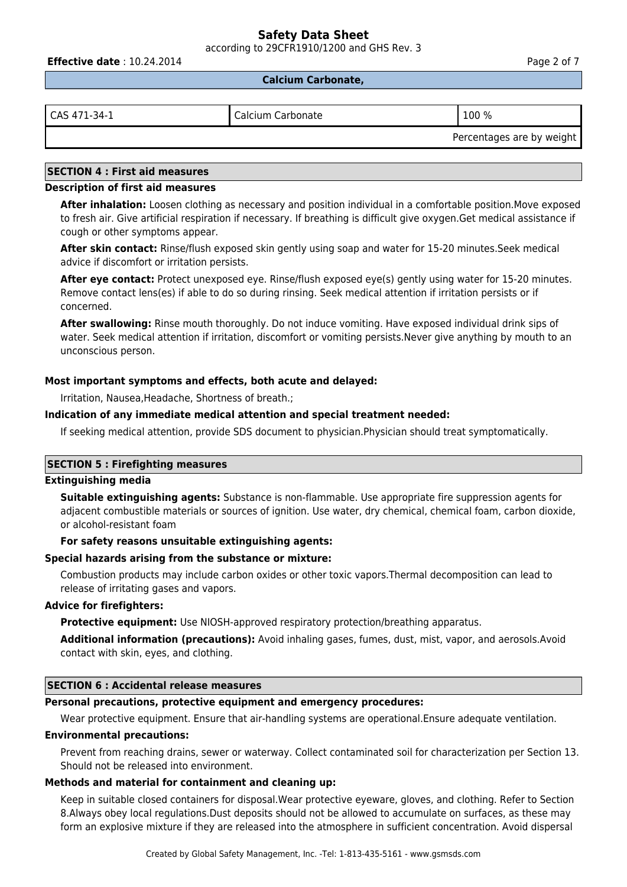## Calcium Carbonate,

| CAS 471-34-1 | Calcium Carbonate | 100 % |
|---|---|---|
| | | Percentages are by weight |

## SECTION 4 : First aid measures

### Description of first aid measures

**After inhalation:** Loosen clothing as necessary and position individual in a comfortable position.Move exposed to fresh air. Give artificial respiration if necessary. If breathing is difficult give oxygen.Get medical assistance if cough or other symptoms appear.

**After skin contact:** Rinse/flush exposed skin gently using soap and water for 15-20 minutes.Seek medical advice if discomfort or irritation persists.

**After eye contact:** Protect unexposed eye. Rinse/flush exposed eye(s) gently using water for 15-20 minutes. Remove contact lens(es) if able to do so during rinsing. Seek medical attention if irritation persists or if concerned.

**After swallowing:** Rinse mouth thoroughly. Do not induce vomiting. Have exposed individual drink sips of water. Seek medical attention if irritation, discomfort or vomiting persists.Never give anything by mouth to an unconscious person.

### Most important symptoms and effects, both acute and delayed:

Irritation, Nausea,Headache, Shortness of breath.;

### Indication of any immediate medical attention and special treatment needed:

If seeking medical attention, provide SDS document to physician.Physician should treat symptomatically.

## SECTION 5 : Firefighting measures

### Extinguishing media

**Suitable extinguishing agents:** Substance is non-flammable. Use appropriate fire suppression agents for adjacent combustible materials or sources of ignition. Use water, dry chemical, chemical foam, carbon dioxide, or alcohol-resistant foam

**For safety reasons unsuitable extinguishing agents:**

### Special hazards arising from the substance or mixture:

Combustion products may include carbon oxides or other toxic vapors.Thermal decomposition can lead to release of irritating gases and vapors.

### Advice for firefighters:

**Protective equipment:** Use NIOSH-approved respiratory protection/breathing apparatus.

**Additional information (precautions):** Avoid inhaling gases, fumes, dust, mist, vapor, and aerosols.Avoid contact with skin, eyes, and clothing.

## SECTION 6 : Accidental release measures

### Personal precautions, protective equipment and emergency procedures:

Wear protective equipment. Ensure that air-handling systems are operational.Ensure adequate ventilation.

### Environmental precautions:

Prevent from reaching drains, sewer or waterway. Collect contaminated soil for characterization per Section 13. Should not be released into environment.

### Methods and material for containment and cleaning up:

Keep in suitable closed containers for disposal.Wear protective eyeware, gloves, and clothing. Refer to Section 8.Always obey local regulations.Dust deposits should not be allowed to accumulate on surfaces, as these may form an explosive mixture if they are released into the atmosphere in sufficient concentration. Avoid dispersal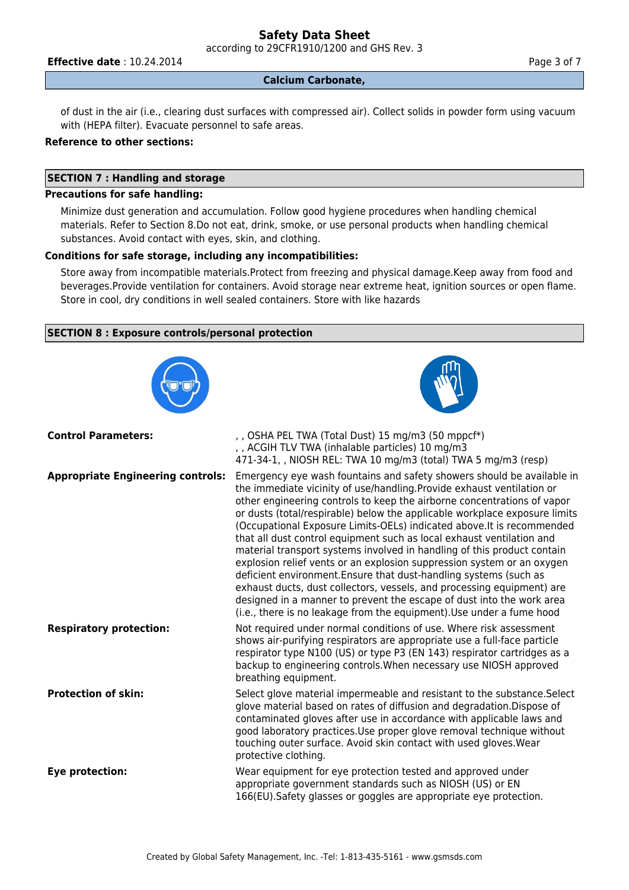of dust in the air (i.e., clearing dust surfaces with compressed air). Collect solids in powder form using vacuum with (HEPA filter). Evacuate personnel to safe areas.

**Reference to other sections:**

## SECTION 7 : Handling and storage

**Precautions for safe handling:**

Minimize dust generation and accumulation. Follow good hygiene procedures when handling chemical materials. Refer to Section 8.Do not eat, drink, smoke, or use personal products when handling chemical substances. Avoid contact with eyes, skin, and clothing.

**Conditions for safe storage, including any incompatibilities:**

Store away from incompatible materials.Protect from freezing and physical damage.Keep away from food and beverages.Provide ventilation for containers. Avoid storage near extreme heat, ignition sources or open flame. Store in cool, dry conditions in well sealed containers. Store with like hazards

## SECTION 8 : Exposure controls/personal protection

| | |
|---|---|
| **Control Parameters:** | , , OSHA PEL TWA (Total Dust) 15 mg/m3 (50 mppcf*)<br>, , ACGIH TLV TWA (inhalable particles) 10 mg/m3<br>471-34-1, , NIOSH REL: TWA 10 mg/m3 (total) TWA 5 mg/m3 (resp) |
| **Appropriate Engineering controls:** | Emergency eye wash fountains and safety showers should be available in the immediate vicinity of use/handling.Provide exhaust ventilation or other engineering controls to keep the airborne concentrations of vapor or dusts (total/respirable) below the applicable workplace exposure limits (Occupational Exposure Limits-OELs) indicated above.It is recommended that all dust control equipment such as local exhaust ventilation and material transport systems involved in handling of this product contain explosion relief vents or an explosion suppression system or an oxygen deficient environment.Ensure that dust-handling systems (such as exhaust ducts, dust collectors, vessels, and processing equipment) are designed in a manner to prevent the escape of dust into the work area (i.e., there is no leakage from the equipment).Use under a fume hood |
| **Respiratory protection:** | Not required under normal conditions of use. Where risk assessment shows air-purifying respirators are appropriate use a full-face particle respirator type N100 (US) or type P3 (EN 143) respirator cartridges as a backup to engineering controls.When necessary use NIOSH approved breathing equipment. |
| **Protection of skin:** | Select glove material impermeable and resistant to the substance.Select glove material based on rates of diffusion and degradation.Dispose of contaminated gloves after use in accordance with applicable laws and good laboratory practices.Use proper glove removal technique without touching outer surface. Avoid skin contact with used gloves.Wear protective clothing. |
| **Eye protection:** | Wear equipment for eye protection tested and approved under appropriate government standards such as NIOSH (US) or EN 166(EU).Safety glasses or goggles are appropriate eye protection. |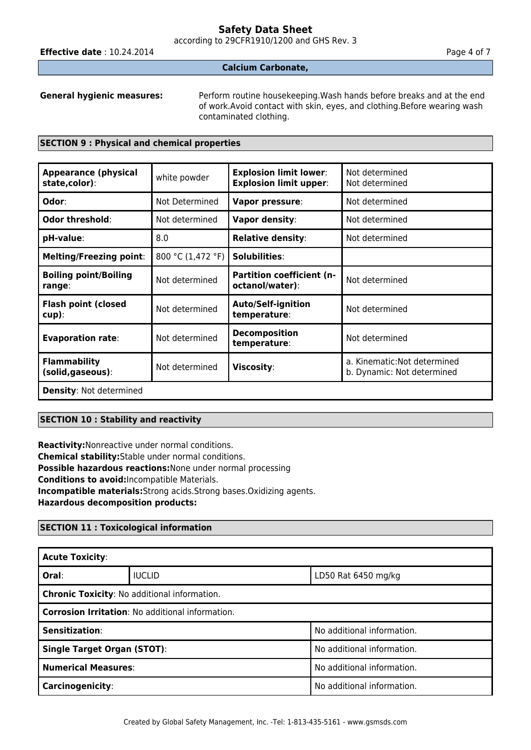**Calcium Carbonate,**

**General hygienic measures:** Perform routine housekeeping.Wash hands before breaks and at the end of work.Avoid contact with skin, eyes, and clothing.Before wearing wash contaminated clothing.

## SECTION 9 : Physical and chemical properties

| | | | |
|---|---|---|---|
| **Appearance (physical state,color)**: | white powder | **Explosion limit lower**: **Explosion limit upper**: | Not determined Not determined |
| **Odor**: | Not Determined | **Vapor pressure**: | Not determined |
| **Odor threshold**: | Not determined | **Vapor density**: | Not determined |
| **pH-value**: | 8.0 | **Relative density**: | Not determined |
| **Melting/Freezing point**: | 800 °C (1,472 °F) | **Solubilities**: | |
| **Boiling point/Boiling range**: | Not determined | **Partition coefficient (n-octanol/water)**: | Not determined |
| **Flash point (closed cup)**: | Not determined | **Auto/Self-ignition temperature**: | Not determined |
| **Evaporation rate**: | Not determined | **Decomposition temperature**: | Not determined |
| **Flammability (solid,gaseous)**: | Not determined | **Viscosity**: | a. Kinematic:Not determined b. Dynamic: Not determined |
| **Density**: Not determined | | | |

## SECTION 10 : Stability and reactivity

**Reactivity:**Nonreactive under normal conditions.
**Chemical stability:**Stable under normal conditions.
**Possible hazardous reactions:**None under normal processing
**Conditions to avoid:**Incompatible Materials.
**Incompatible materials:**Strong acids.Strong bases.Oxidizing agents.
**Hazardous decomposition products:**

## SECTION 11 : Toxicological information

| | | |
|---|---|---|
| **Acute Toxicity**: | | |
| **Oral**: | IUCLID | LD50 Rat 6450 mg/kg |
| **Chronic Toxicity**: No additional information. | | |
| **Corrosion Irritation**: No additional information. | | |
| **Sensitization**: | | No additional information. |
| **Single Target Organ (STOT)**: | | No additional information. |
| **Numerical Measures**: | | No additional information. |
| **Carcinogenicity**: | | No additional information. |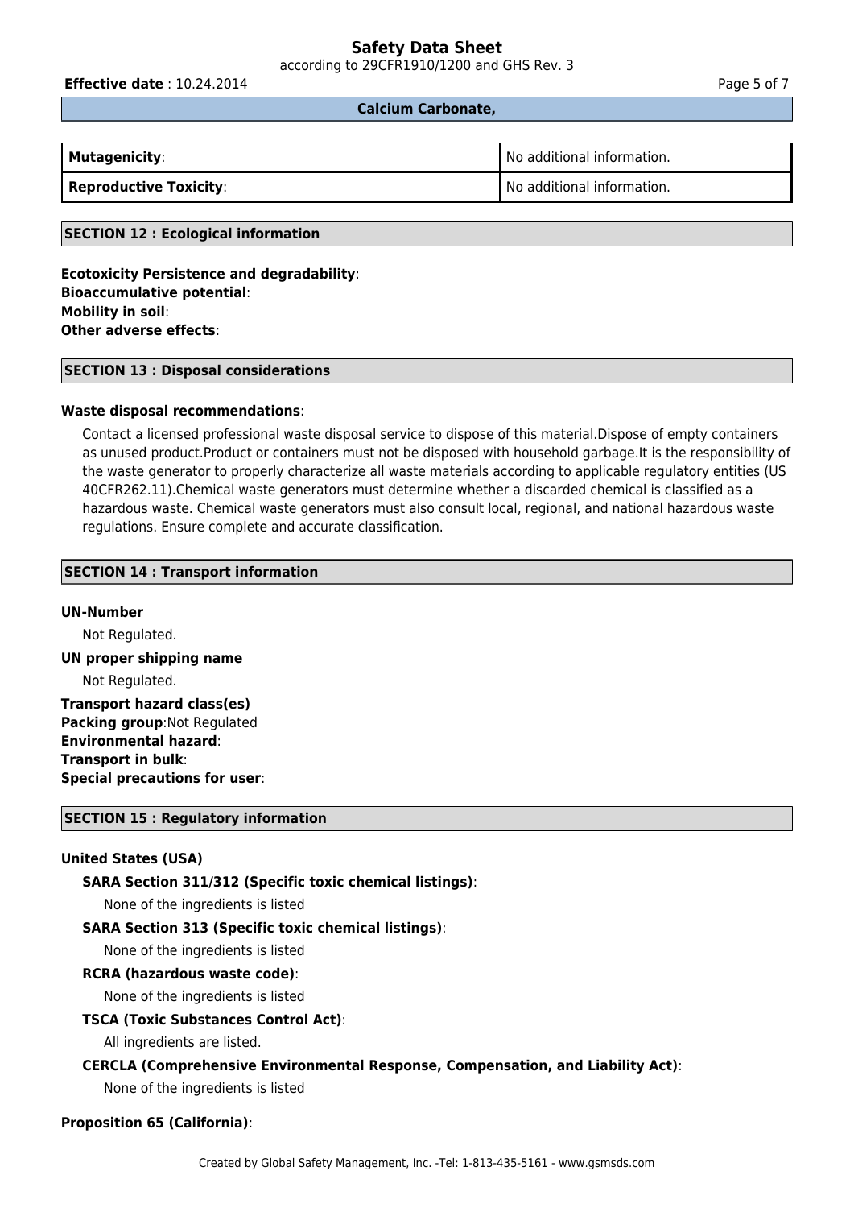**Calcium Carbonate,**

| **Mutagenicity**: | No additional information. |
| --- | --- |
| **Reproductive Toxicity**: | No additional information. |

## SECTION 12 : Ecological information

**Ecotoxicity Persistence and degradability**:
**Bioaccumulative potential**:
**Mobility in soil**:
**Other adverse effects**:

## SECTION 13 : Disposal considerations

**Waste disposal recommendations**:

Contact a licensed professional waste disposal service to dispose of this material.Dispose of empty containers as unused product.Product or containers must not be disposed with household garbage.It is the responsibility of the waste generator to properly characterize all waste materials according to applicable regulatory entities (US 40CFR262.11).Chemical waste generators must determine whether a discarded chemical is classified as a hazardous waste. Chemical waste generators must also consult local, regional, and national hazardous waste regulations. Ensure complete and accurate classification.

## SECTION 14 : Transport information

**UN-Number**

Not Regulated.

**UN proper shipping name**

Not Regulated.

**Transport hazard class(es)**
**Packing group**:Not Regulated
**Environmental hazard**:
**Transport in bulk**:
**Special precautions for user**:

## SECTION 15 : Regulatory information

**United States (USA)**

**SARA Section 311/312 (Specific toxic chemical listings)**:

None of the ingredients is listed

**SARA Section 313 (Specific toxic chemical listings)**:

None of the ingredients is listed

**RCRA (hazardous waste code)**:

None of the ingredients is listed

**TSCA (Toxic Substances Control Act)**:

All ingredients are listed.

**CERCLA (Comprehensive Environmental Response, Compensation, and Liability Act)**:

None of the ingredients is listed

**Proposition 65 (California)**: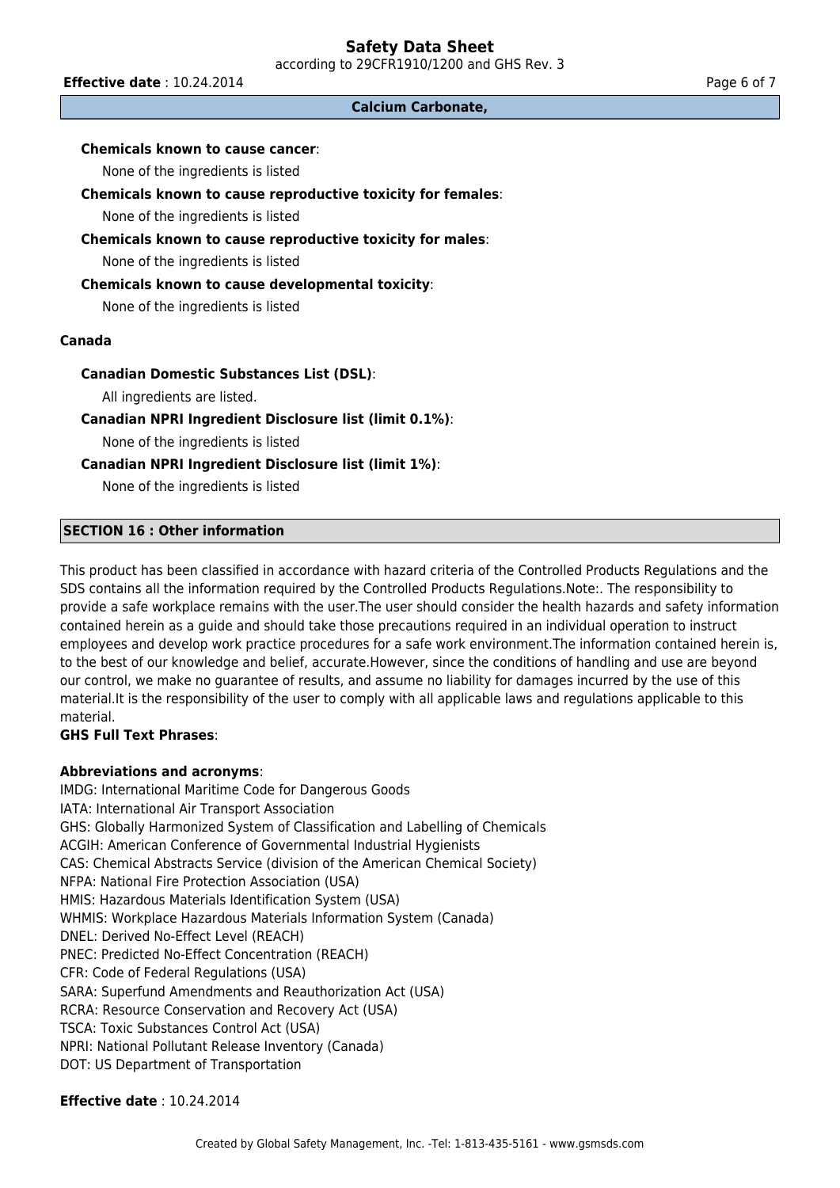**Chemicals known to cause cancer**:

None of the ingredients is listed

**Chemicals known to cause reproductive toxicity for females**:

None of the ingredients is listed

**Chemicals known to cause reproductive toxicity for males**:

None of the ingredients is listed

**Chemicals known to cause developmental toxicity**:

None of the ingredients is listed

**Canada**

**Canadian Domestic Substances List (DSL)**:

All ingredients are listed.

**Canadian NPRI Ingredient Disclosure list (limit 0.1%)**:

None of the ingredients is listed

**Canadian NPRI Ingredient Disclosure list (limit 1%)**:

None of the ingredients is listed

## SECTION 16 : Other information

This product has been classified in accordance with hazard criteria of the Controlled Products Regulations and the SDS contains all the information required by the Controlled Products Regulations.Note:. The responsibility to provide a safe workplace remains with the user.The user should consider the health hazards and safety information contained herein as a guide and should take those precautions required in an individual operation to instruct employees and develop work practice procedures for a safe work environment.The information contained herein is, to the best of our knowledge and belief, accurate.However, since the conditions of handling and use are beyond our control, we make no guarantee of results, and assume no liability for damages incurred by the use of this material.It is the responsibility of the user to comply with all applicable laws and regulations applicable to this material.

**GHS Full Text Phrases**:

**Abbreviations and acronyms**:

IMDG: International Maritime Code for Dangerous Goods
IATA: International Air Transport Association
GHS: Globally Harmonized System of Classification and Labelling of Chemicals
ACGIH: American Conference of Governmental Industrial Hygienists
CAS: Chemical Abstracts Service (division of the American Chemical Society)
NFPA: National Fire Protection Association (USA)
HMIS: Hazardous Materials Identification System (USA)
WHMIS: Workplace Hazardous Materials Information System (Canada)
DNEL: Derived No-Effect Level (REACH)
PNEC: Predicted No-Effect Concentration (REACH)
CFR: Code of Federal Regulations (USA)
SARA: Superfund Amendments and Reauthorization Act (USA)
RCRA: Resource Conservation and Recovery Act (USA)
TSCA: Toxic Substances Control Act (USA)
NPRI: National Pollutant Release Inventory (Canada)
DOT: US Department of Transportation

**Effective date** : 10.24.2014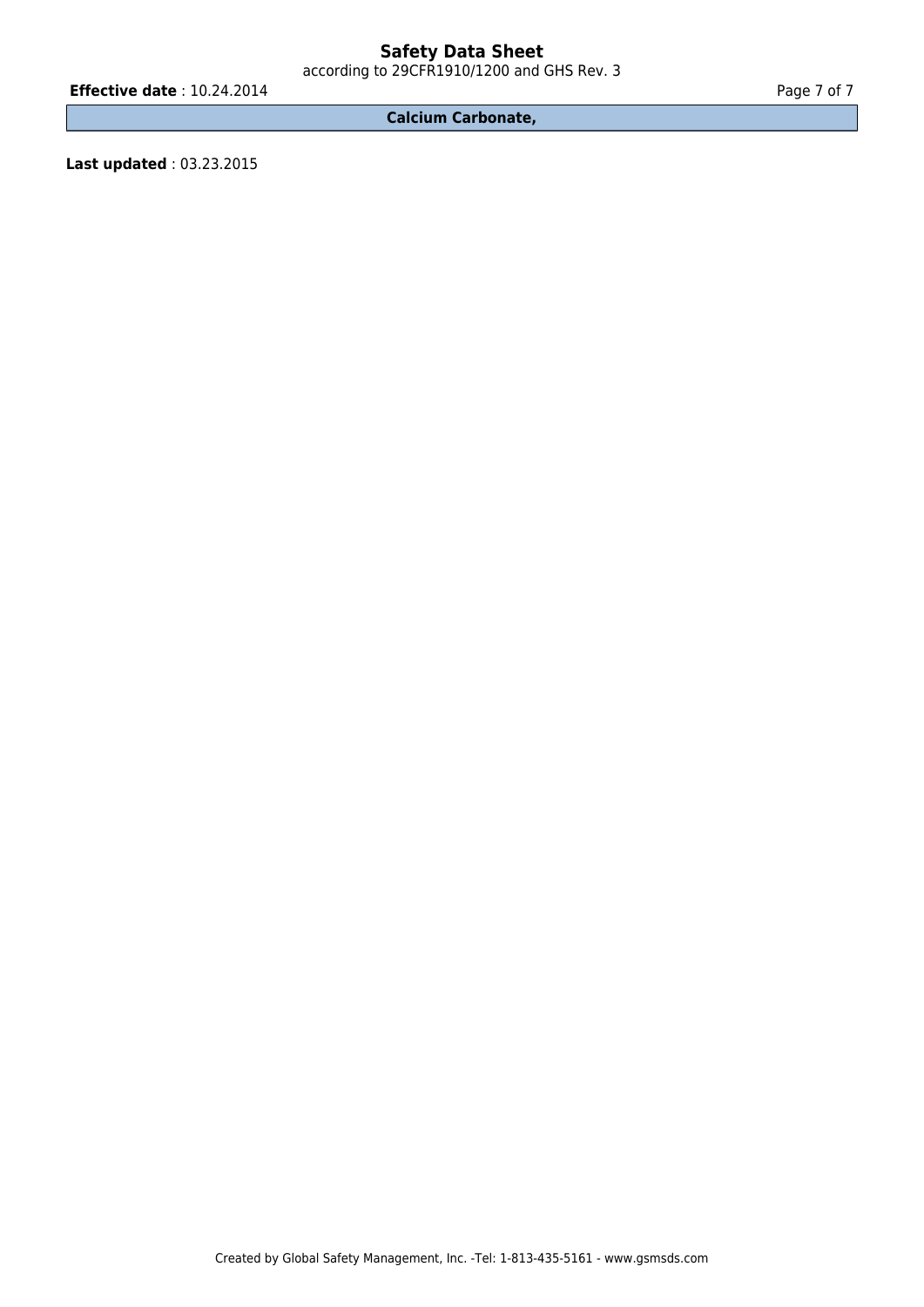**Last updated** : 03.23.2015